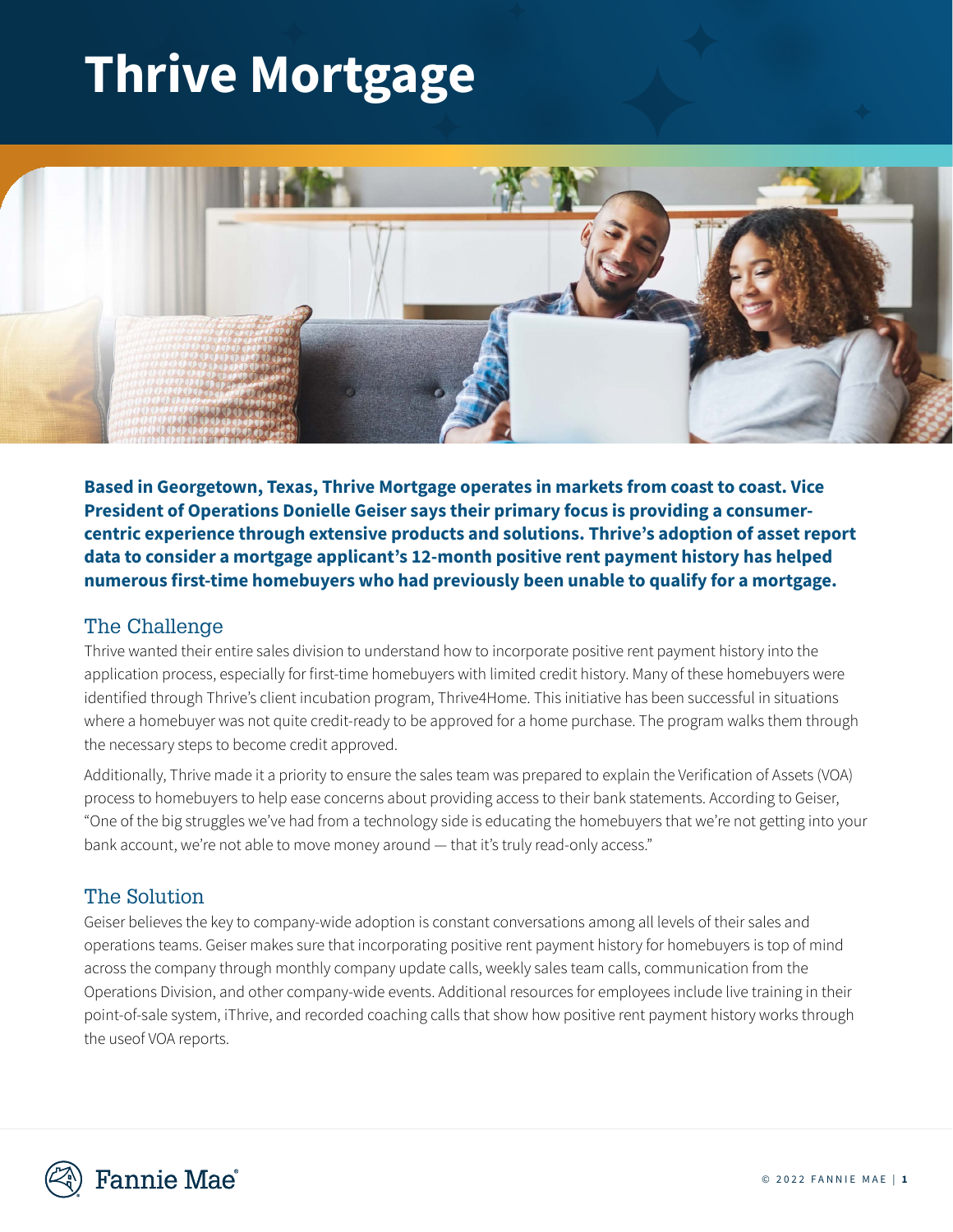# Thrive Mortgage

**Based in Georgetown, Texas, Thrive Mortgage operates in markets from coast to coast. Vice President of Operations Donielle Geiser says their primary focus is providing a consumer-centric experience through extensive products and solutions. Thrive's adoption of asset report data to consider a mortgage applicant's 12-month positive rent payment history has helped numerous first-time homebuyers who had previously been unable to qualify for a mortgage.**

## The Challenge

Thrive wanted their entire sales division to understand how to incorporate positive rent payment history into the application process, especially for first-time homebuyers with limited credit history. Many of these homebuyers were identified through Thrive's client incubation program, Thrive4Home. This initiative has been successful in situations where a homebuyer was not quite credit-ready to be approved for a home purchase. The program walks them through the necessary steps to become credit approved.

Additionally, Thrive made it a priority to ensure the sales team was prepared to explain the Verification of Assets (VOA) process to homebuyers to help ease concerns about providing access to their bank statements. According to Geiser, "One of the big struggles we've had from a technology side is educating the homebuyers that we're not getting into your bank account, we're not able to move money around — that it's truly read-only access."

## The Solution

Geiser believes the key to company-wide adoption is constant conversations among all levels of their sales and operations teams. Geiser makes sure that incorporating positive rent payment history for homebuyers is top of mind across the company through monthly company update calls, weekly sales team calls, communication from the Operations Division, and other company-wide events. Additional resources for employees include live training in their point-of-sale system, iThrive, and recorded coaching calls that show how positive rent payment history works through the useof VOA reports.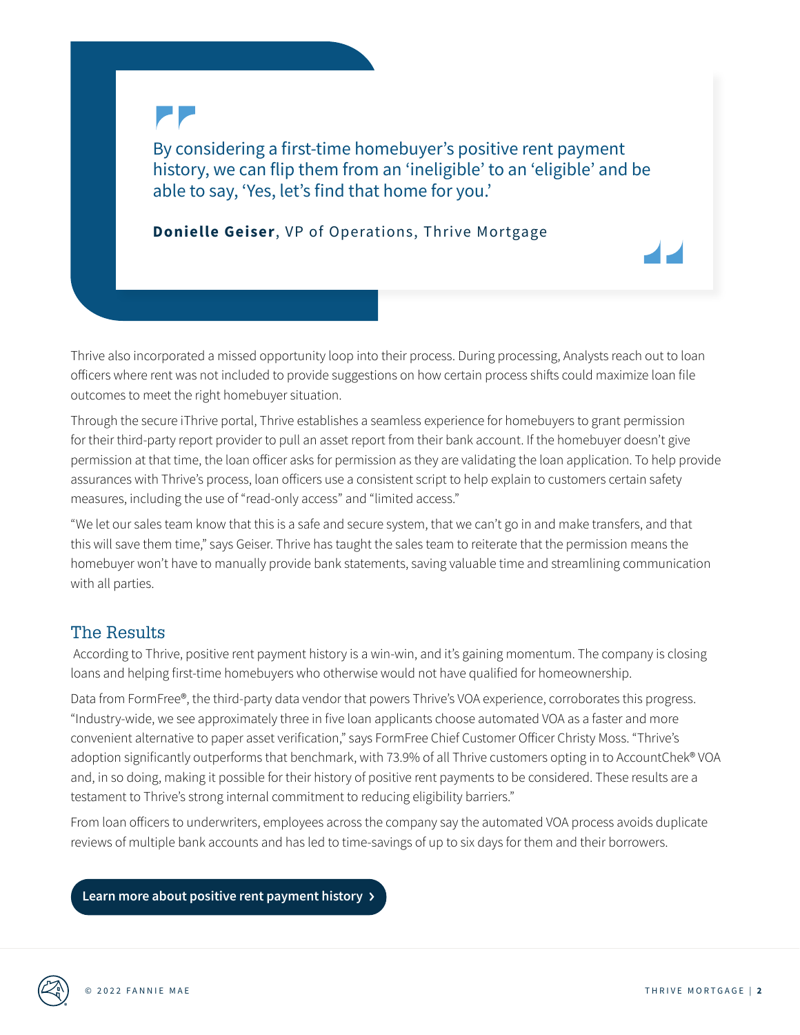> By considering a first-time homebuyer's positive rent payment history, we can flip them from an 'ineligible' to an 'eligible' and be able to say, 'Yes, let's find that home for you.'
>
> **Donielle Geiser**, VP of Operations, Thrive Mortgage

Thrive also incorporated a missed opportunity loop into their process. During processing, Analysts reach out to loan officers where rent was not included to provide suggestions on how certain process shifts could maximize loan file outcomes to meet the right homebuyer situation.

Through the secure iThrive portal, Thrive establishes a seamless experience for homebuyers to grant permission for their third-party report provider to pull an asset report from their bank account. If the homebuyer doesn't give permission at that time, the loan officer asks for permission as they are validating the loan application. To help provide assurances with Thrive's process, loan officers use a consistent script to help explain to customers certain safety measures, including the use of "read-only access" and "limited access."

"We let our sales team know that this is a safe and secure system, that we can't go in and make transfers, and that this will save them time," says Geiser. Thrive has taught the sales team to reiterate that the permission means the homebuyer won't have to manually provide bank statements, saving valuable time and streamlining communication with all parties.

## The Results

According to Thrive, positive rent payment history is a win-win, and it's gaining momentum. The company is closing loans and helping first-time homebuyers who otherwise would not have qualified for homeownership.

Data from FormFree®, the third-party data vendor that powers Thrive's VOA experience, corroborates this progress. "Industry-wide, we see approximately three in five loan applicants choose automated VOA as a faster and more convenient alternative to paper asset verification," says FormFree Chief Customer Officer Christy Moss. "Thrive's adoption significantly outperforms that benchmark, with 73.9% of all Thrive customers opting in to AccountChek® VOA and, in so doing, making it possible for their history of positive rent payments to be considered. These results are a testament to Thrive's strong internal commitment to reducing eligibility barriers."

From loan officers to underwriters, employees across the company say the automated VOA process avoids duplicate reviews of multiple bank accounts and has led to time-savings of up to six days for them and their borrowers.

**Learn more about positive rent payment history ›**

© 2022 FANNIE MAE